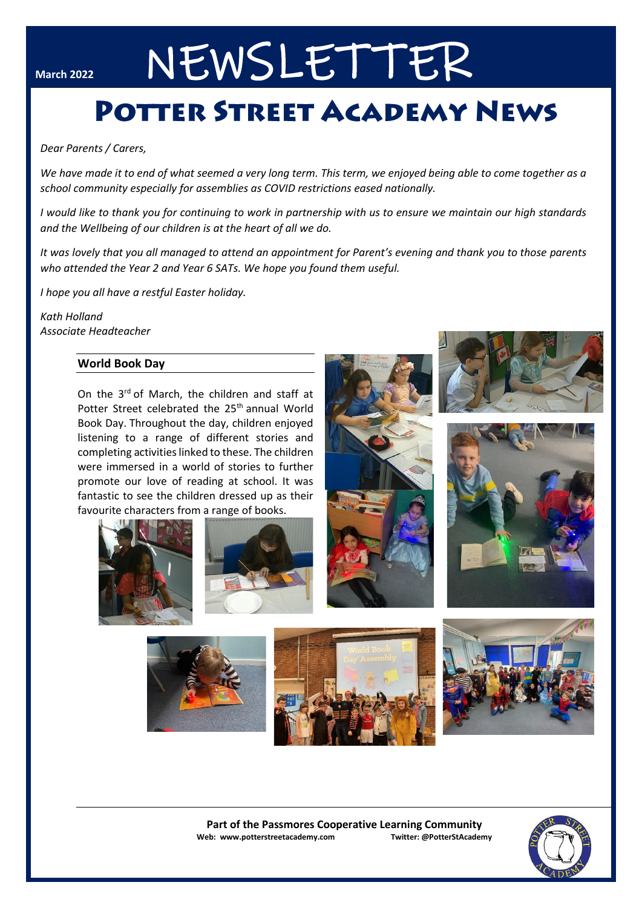March 2022

# NEWSLETTER

# Potter Street Academy News

*Dear Parents / Carers,*

*We have made it to end of what seemed a very long term. This term, we enjoyed being able to come together as a school community especially for assemblies as COVID restrictions eased nationally.*

*I would like to thank you for continuing to work in partnership with us to ensure we maintain our high standards and the Wellbeing of our children is at the heart of all we do.*

*It was lovely that you all managed to attend an appointment for Parent's evening and thank you to those parents who attended the Year 2 and Year 6 SATs. We hope you found them useful.*

*I hope you all have a restful Easter holiday.*

*Kath Holland*
*Associate Headteacher*

## World Book Day

On the 3rd of March, the children and staff at Potter Street celebrated the 25th annual World Book Day. Throughout the day, children enjoyed listening to a range of different stories and completing activities linked to these. The children were immersed in a world of stories to further promote our love of reading at school. It was fantastic to see the children dressed up as their favourite characters from a range of books.

**Part of the Passmores Cooperative Learning Community**
**Web: www.potterstreetacademy.com** **Twitter: @PotterStAcademy**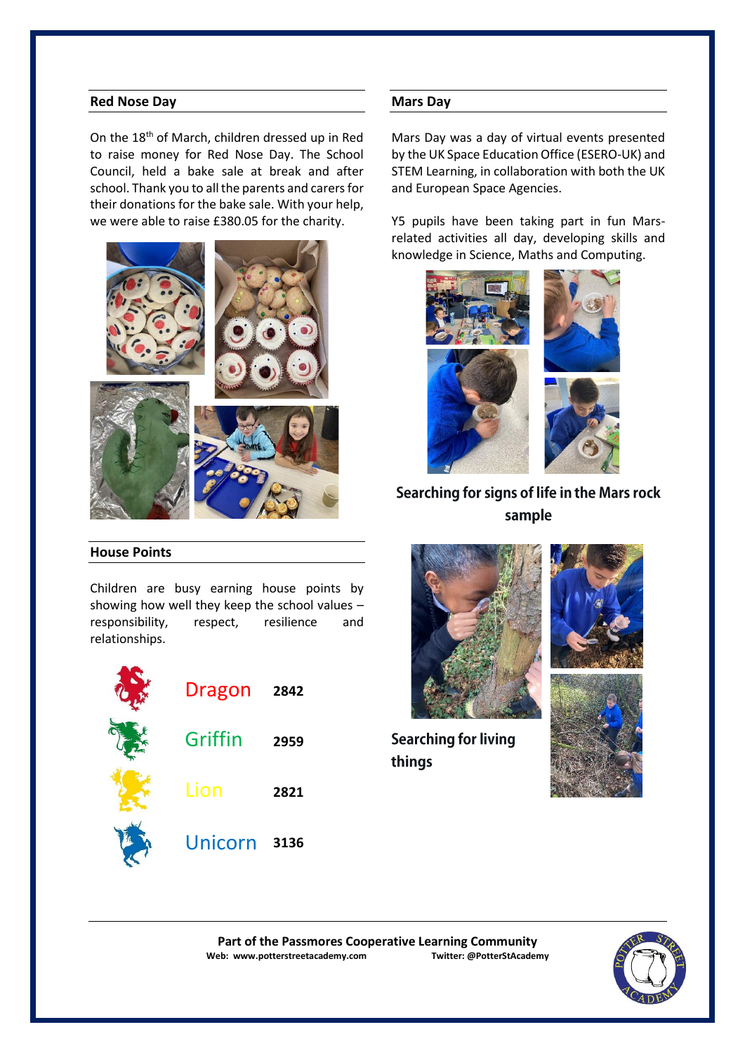## Red Nose Day

On the 18th of March, children dressed up in Red to raise money for Red Nose Day. The School Council, held a bake sale at break and after school. Thank you to all the parents and carers for their donations for the bake sale. With your help, we were able to raise £380.05 for the charity.

## House Points

Children are busy earning house points by showing how well they keep the school values – responsibility, respect, resilience and relationships.

| House | Points |
| --- | --- |
| Dragon | 2842 |
| Griffin | 2959 |
| Lion | 2821 |
| Unicorn | 3136 |

## Mars Day

Mars Day was a day of virtual events presented by the UK Space Education Office (ESERO-UK) and STEM Learning, in collaboration with both the UK and European Space Agencies.

Y5 pupils have been taking part in fun Mars-related activities all day, developing skills and knowledge in Science, Maths and Computing.

**Searching for signs of life in the Mars rock sample**

**Searching for living things**

**Part of the Passmores Cooperative Learning Community**

Web: www.potterstreetacademy.com Twitter: @PotterStAcademy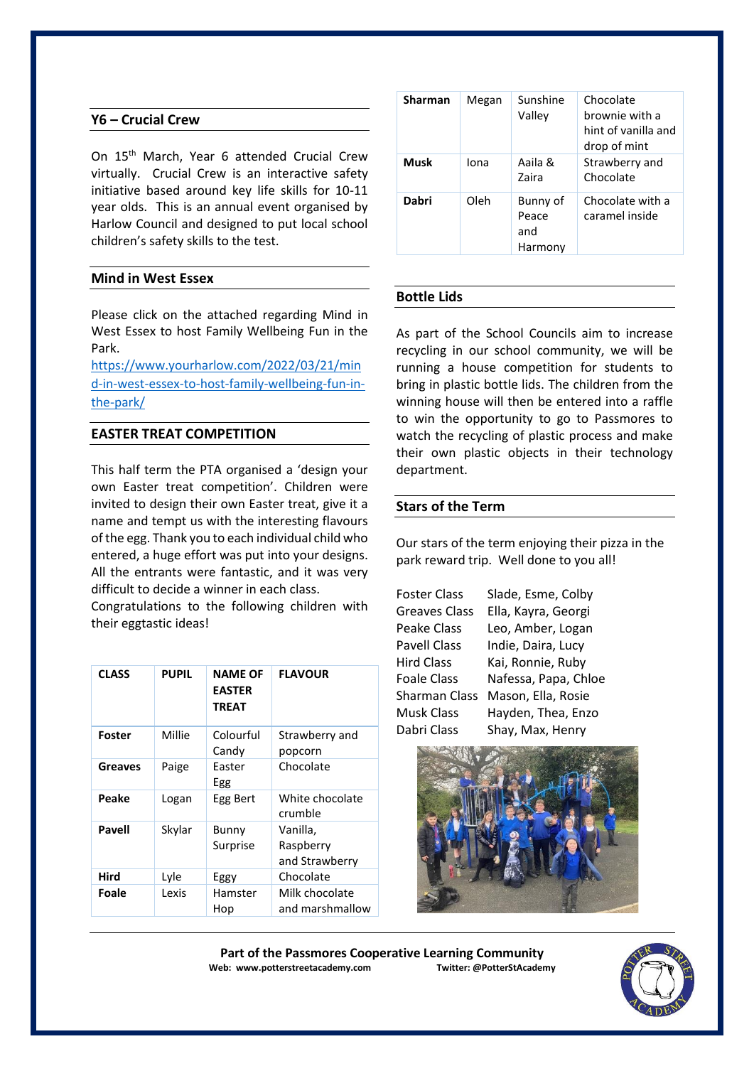## Y6 – Crucial Crew

On 15th March, Year 6 attended Crucial Crew virtually. Crucial Crew is an interactive safety initiative based around key life skills for 10-11 year olds. This is an annual event organised by Harlow Council and designed to put local school children's safety skills to the test.

## Mind in West Essex

Please click on the attached regarding Mind in West Essex to host Family Wellbeing Fun in the Park.
[https://www.yourharlow.com/2022/03/21/mind-in-west-essex-to-host-family-wellbeing-fun-in-the-park/](https://www.yourharlow.com/2022/03/21/mind-in-west-essex-to-host-family-wellbeing-fun-in-the-park/)

## EASTER TREAT COMPETITION

This half term the PTA organised a 'design your own Easter treat competition'. Children were invited to design their own Easter treat, give it a name and tempt us with the interesting flavours of the egg. Thank you to each individual child who entered, a huge effort was put into your designs. All the entrants were fantastic, and it was very difficult to decide a winner in each class.
Congratulations to the following children with their eggtastic ideas!

| CLASS | PUPIL | NAME OF EASTER TREAT | FLAVOUR |
|---|---|---|---|
| **Foster** | Millie | Colourful Candy | Strawberry and popcorn |
| **Greaves** | Paige | Easter Egg | Chocolate |
| **Peake** | Logan | Egg Bert | White chocolate crumble |
| **Pavell** | Skylar | Bunny Surprise | Vanilla, Raspberry and Strawberry |
| **Hird** | Lyle | Eggy | Chocolate |
| **Foale** | Lexis | Hamster Hop | Milk chocolate and marshmallow |
| **Sharman** | Megan | Sunshine Valley | Chocolate brownie with a hint of vanilla and drop of mint |
| **Musk** | Iona | Aaila & Zaira | Strawberry and Chocolate |
| **Dabri** | Oleh | Bunny of Peace and Harmony | Chocolate with a caramel inside |

## Bottle Lids

As part of the School Councils aim to increase recycling in our school community, we will be running a house competition for students to bring in plastic bottle lids. The children from the winning house will then be entered into a raffle to win the opportunity to go to Passmores to watch the recycling of plastic process and make their own plastic objects in their technology department.

## Stars of the Term

Our stars of the term enjoying their pizza in the park reward trip. Well done to you all!

| | |
|---|---|
| Foster Class | Slade, Esme, Colby |
| Greaves Class | Ella, Kayra, Georgi |
| Peake Class | Leo, Amber, Logan |
| Pavell Class | Indie, Daira, Lucy |
| Hird Class | Kai, Ronnie, Ruby |
| Foale Class | Nafessa, Papa, Chloe |
| Sharman Class | Mason, Ella, Rosie |
| Musk Class | Hayden, Thea, Enzo |
| Dabri Class | Shay, Max, Henry |

**Part of the Passmores Cooperative Learning Community**
**Web: www.potterstreetacademy.com** **Twitter: @PotterStAcademy**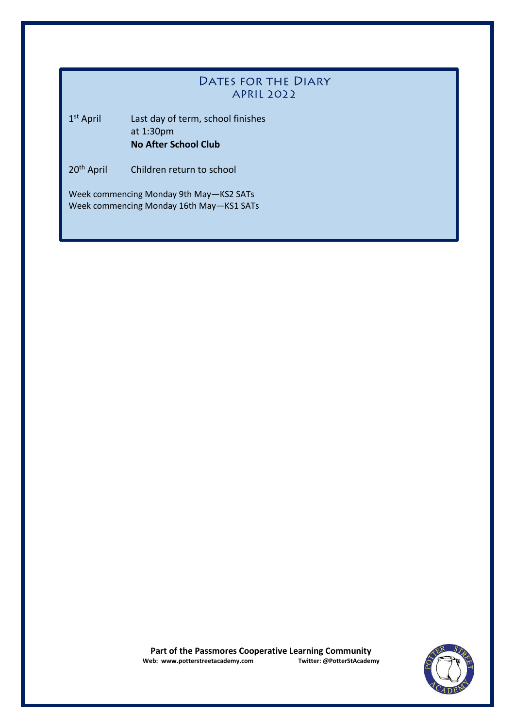## Dates for the Diary
### April 2022

1st April — Last day of term, school finishes at 1:30pm
**No After School Club**

20th April — Children return to school

Week commencing Monday 9th May—KS2 SATs
Week commencing Monday 16th May—KS1 SATs

**Part of the Passmores Cooperative Learning Community**
**Web: www.potterstreetacademy.com** **Twitter: @PotterStAcademy**